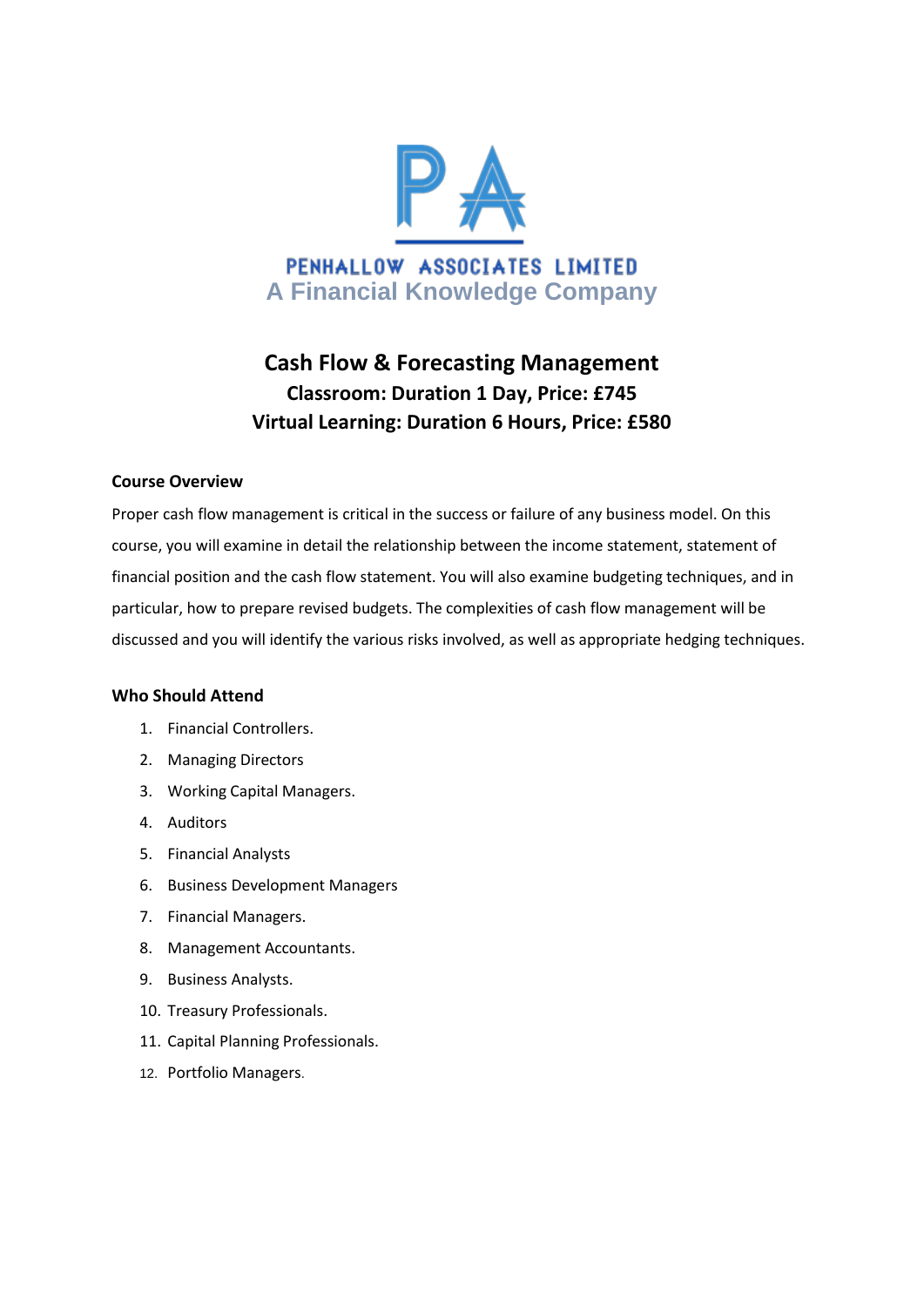PENHALLOW ASSOCIATES LIMITED

A Financial Knowledge Company

# Cash Flow & Forecasting Management

**Classroom: Duration 1 Day, Price: £745**

**Virtual Learning: Duration 6 Hours, Price: £580**

## Course Overview

Proper cash flow management is critical in the success or failure of any business model. On this course, you will examine in detail the relationship between the income statement, statement of financial position and the cash flow statement. You will also examine budgeting techniques, and in particular, how to prepare revised budgets. The complexities of cash flow management will be discussed and you will identify the various risks involved, as well as appropriate hedging techniques.

## Who Should Attend

1. Financial Controllers.
2. Managing Directors
3. Working Capital Managers.
4. Auditors
5. Financial Analysts
6. Business Development Managers
7. Financial Managers.
8. Management Accountants.
9. Business Analysts.
10. Treasury Professionals.
11. Capital Planning Professionals.
12. Portfolio Managers.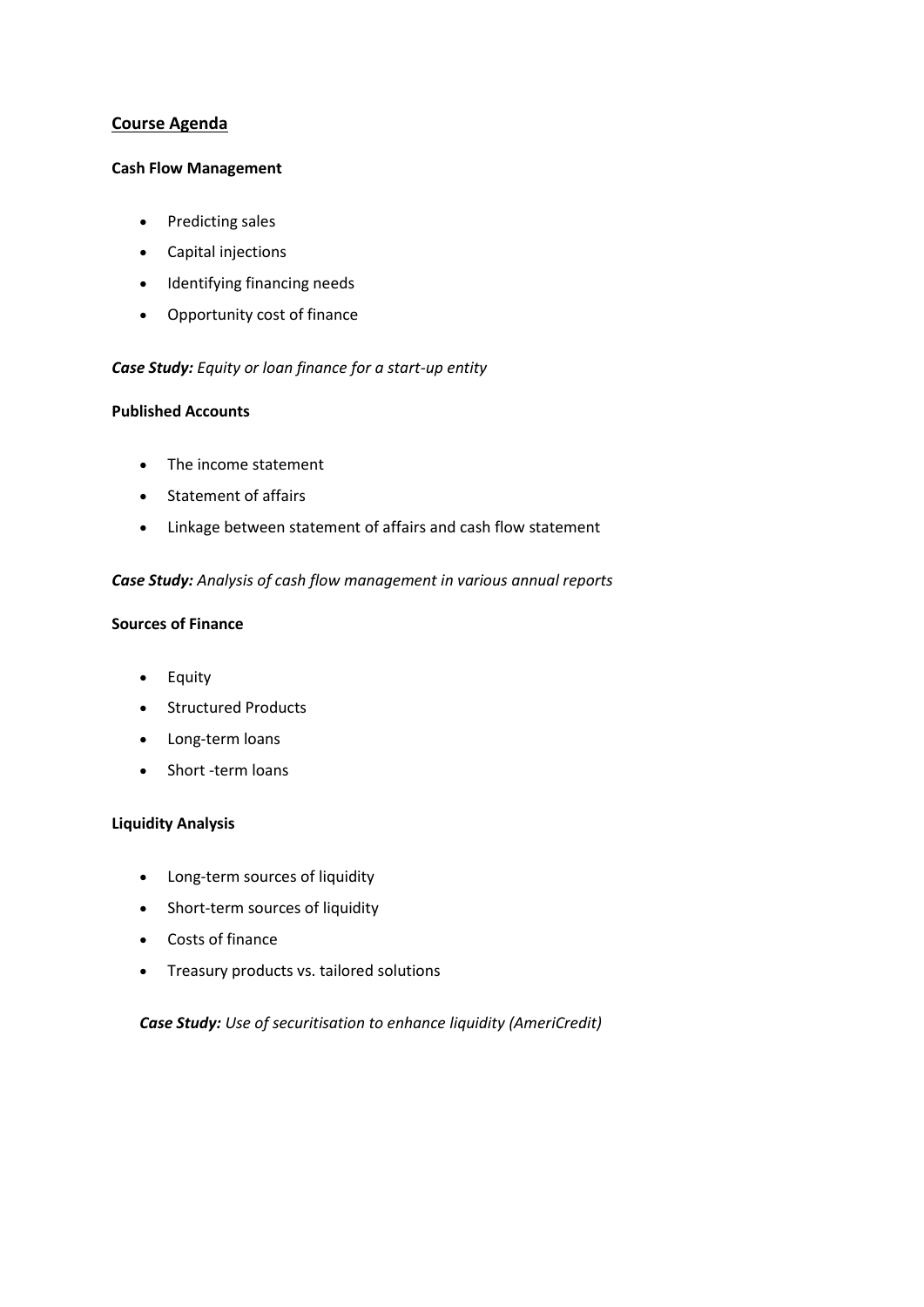## Course Agenda

**Cash Flow Management**

- Predicting sales
- Capital injections
- Identifying financing needs
- Opportunity cost of finance

***Case Study:*** *Equity or loan finance for a start-up entity*

**Published Accounts**

- The income statement
- Statement of affairs
- Linkage between statement of affairs and cash flow statement

***Case Study:*** *Analysis of cash flow management in various annual reports*

**Sources of Finance**

- Equity
- Structured Products
- Long-term loans
- Short -term loans

**Liquidity Analysis**

- Long-term sources of liquidity
- Short-term sources of liquidity
- Costs of finance
- Treasury products vs. tailored solutions

***Case Study:*** *Use of securitisation to enhance liquidity (AmeriCredit)*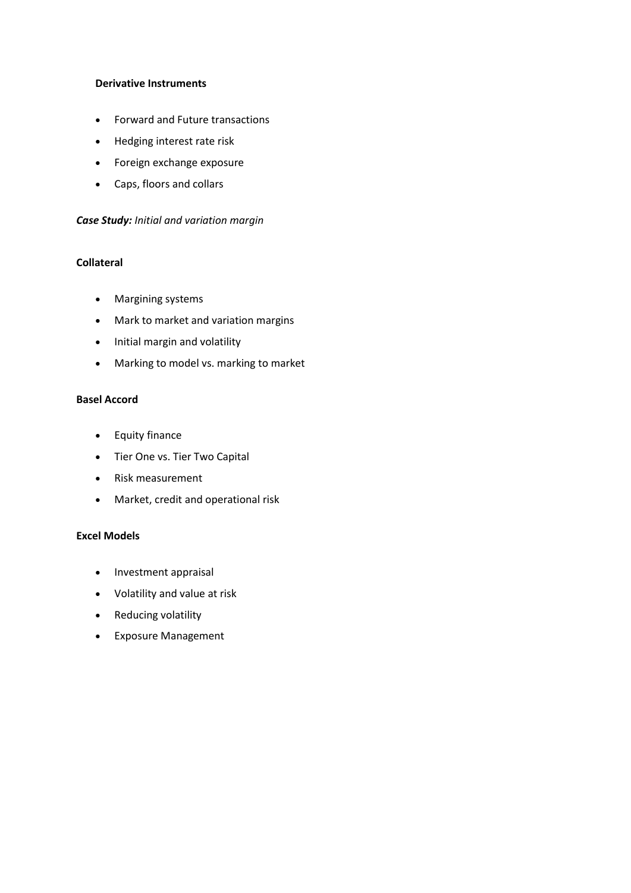**Derivative Instruments**

- Forward and Future transactions
- Hedging interest rate risk
- Foreign exchange exposure
- Caps, floors and collars

***Case Study:*** *Initial and variation margin*

**Collateral**

- Margining systems
- Mark to market and variation margins
- Initial margin and volatility
- Marking to model vs. marking to market

**Basel Accord**

- Equity finance
- Tier One vs. Tier Two Capital
- Risk measurement
- Market, credit and operational risk

**Excel Models**

- Investment appraisal
- Volatility and value at risk
- Reducing volatility
- Exposure Management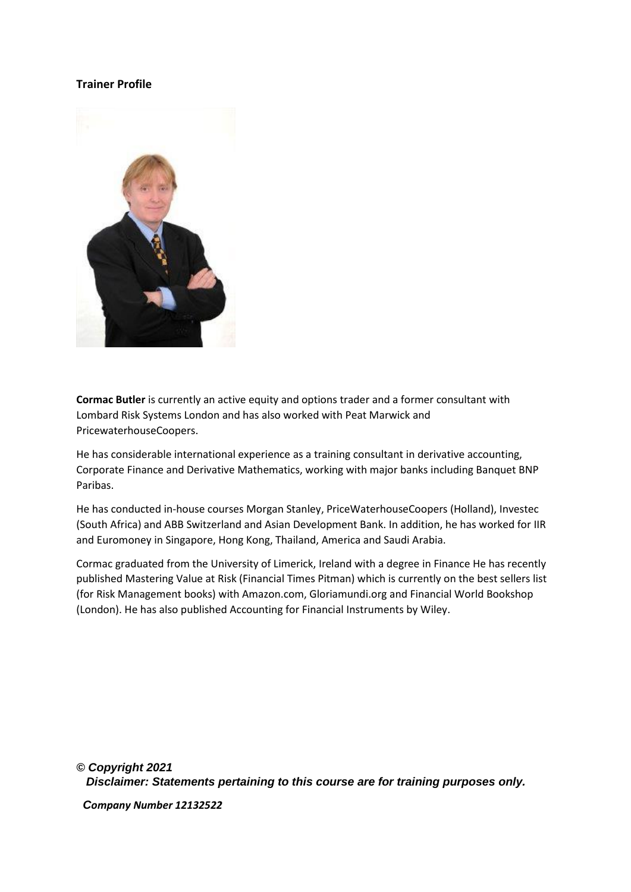**Trainer Profile**

**Cormac Butler** is currently an active equity and options trader and a former consultant with Lombard Risk Systems London and has also worked with Peat Marwick and PricewaterhouseCoopers.

He has considerable international experience as a training consultant in derivative accounting, Corporate Finance and Derivative Mathematics, working with major banks including Banquet BNP Paribas.

He has conducted in-house courses Morgan Stanley, PriceWaterhouseCoopers (Holland), Investec (South Africa) and ABB Switzerland and Asian Development Bank. In addition, he has worked for IIR and Euromoney in Singapore, Hong Kong, Thailand, America and Saudi Arabia.

Cormac graduated from the University of Limerick, Ireland with a degree in Finance He has recently published Mastering Value at Risk (Financial Times Pitman) which is currently on the best sellers list (for Risk Management books) with Amazon.com, Gloriamundi.org and Financial World Bookshop (London). He has also published Accounting for Financial Instruments by Wiley.

***© Copyright 2021***
***Disclaimer: Statements pertaining to this course are for training purposes only.***

***Company Number 12132522***